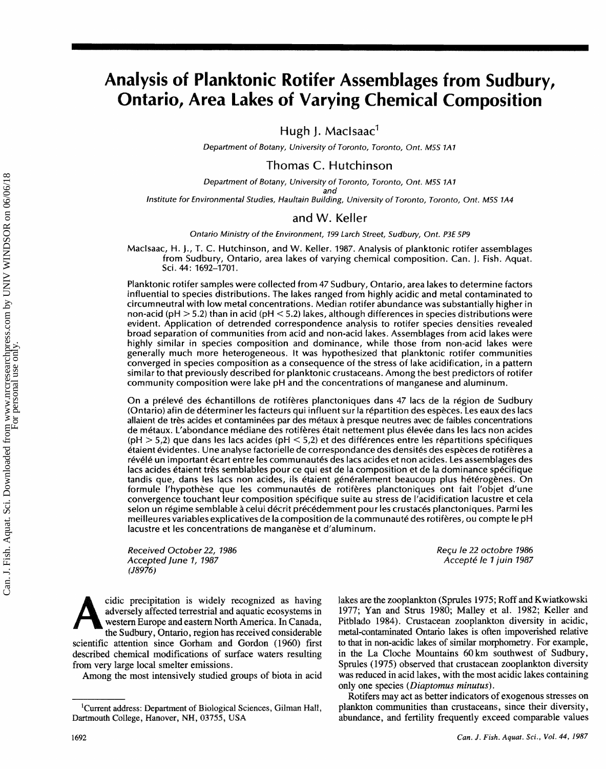# Analysis of Planktonic Rotifer Assemblages from Sudbury, Ontario, Area Lakes of Varying Chemical Composition

Hugh J. MacIsaac[1]

*Department of Botany, University of Toronto, Toronto, Ont. M5S 1A1*

Thomas C. Hutchinson

*Department of Botany, University of Toronto, Toronto, Ont. M5S 1A1*
*and*
*Institute for Environmental Studies, Haultain Building, University of Toronto, Toronto, Ont. M5S 1A4*

and W. Keller

*Ontario Ministry of the Environment, 199 Larch Street, Sudbury, Ont. P3E 5P9*

MacIsaac, H. J., T. C. Hutchinson, and W. Keller. 1987. Analysis of planktonic rotifer assemblages from Sudbury, Ontario, area lakes of varying chemical composition. Can. J. Fish. Aquat. Sci. 44: 1692–1701.

Planktonic rotifer samples were collected from 47 Sudbury, Ontario, area lakes to determine factors influential to species distributions. The lakes ranged from highly acidic and metal contaminated to circumneutral with low metal concentrations. Median rotifer abundance was substantially higher in non-acid (pH > 5.2) than in acid (pH < 5.2) lakes, although differences in species distributions were evident. Application of detrended correspondence analysis to rotifer species densities revealed broad separation of communities from acid and non-acid lakes. Assemblages from acid lakes were highly similar in species composition and dominance, while those from non-acid lakes were generally much more heterogeneous. It was hypothesized that planktonic rotifer communities converged in species composition as a consequence of the stress of lake acidification, in a pattern similar to that previously described for planktonic crustaceans. Among the best predictors of rotifer community composition were lake pH and the concentrations of manganese and aluminum.

On a prélevé des échantillons de rotifères planctoniques dans 47 lacs de la région de Sudbury (Ontario) afin de déterminer les facteurs qui influent sur la répartition des espèces. Les eaux des lacs allaient de très acides et contaminées par des métaux à presque neutres avec de faibles concentrations de métaux. L'abondance médiane des rotifères était nettement plus élevée dans les lacs non acides (pH > 5,2) que dans les lacs acides (pH < 5,2) et des différences entre les répartitions spécifiques étaient évidentes. Une analyse factorielle de correspondance des densités des espèces de rotifères a révélé un important écart entre les communautés des lacs acides et non acides. Les assemblages des lacs acides étaient très semblables pour ce qui est de la composition et de la dominance spécifique tandis que, dans les lacs non acides, ils étaient généralement beaucoup plus hétérogènes. On formule l'hypothèse que les communautés de rotifères planctoniques ont fait l'objet d'une convergence touchant leur composition spécifique suite au stress de l'acidification lacustre et cela selon un régime semblable à celui décrit précédemment pour les crustacés planctoniques. Parmi les meilleures variables explicatives de la composition de la communauté des rotifères, ou compte le pH lacustre et les concentrations de manganèse et d'aluminum.

*Received October 22, 1986*
*Accepted June 1, 1987*
*(J8976)*

*Reçu le 22 octobre 1986*
*Accepté le 1 juin 1987*

Acidic precipitation is widely recognized as having adversely affected terrestrial and aquatic ecosystems in western Europe and eastern North America. In Canada, the Sudbury, Ontario, region has received considerable scientific attention since Gorham and Gordon (1960) first described chemical modifications of surface waters resulting from very large local smelter emissions.

Among the most intensively studied groups of biota in acid lakes are the zooplankton (Sprules 1975; Roff and Kwiatkowski 1977; Yan and Strus 1980; Malley et al. 1982; Keller and Pitblado 1984). Crustacean zooplankton diversity in acidic, metal-contaminated Ontario lakes is often impoverished relative to that in non-acidic lakes of similar morphometry. For example, in the La Cloche Mountains 60 km southwest of Sudbury, Sprules (1975) observed that crustacean zooplankton diversity was reduced in acid lakes, with the most acidic lakes containing only one species (*Diaptomus minutus*).

Rotifers may act as better indicators of exogenous stresses on plankton communities than crustaceans, since their diversity, abundance, and fertility frequently exceed comparable values

[1]Current address: Department of Biological Sciences, Gilman Hall, Dartmouth College, Hanover, NH, 03755, USA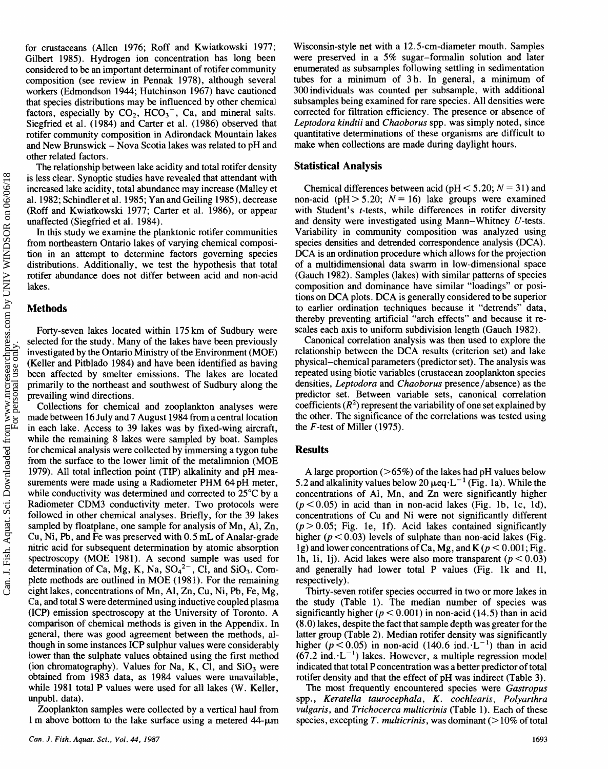for crustaceans (Allen 1976; Roff and Kwiatkowski 1977; Gilbert 1985). Hydrogen ion concentration has long been considered to be an important determinant of rotifer community composition (see review in Pennak 1978), although several workers (Edmondson 1944; Hutchinson 1967) have cautioned that species distributions may be influenced by other chemical factors, especially by $CO_2$, $HCO_3^-$, Ca, and mineral salts. Siegfried et al. (1984) and Carter et al. (1986) observed that rotifer community composition in Adirondack Mountain lakes and New Brunswick – Nova Scotia lakes was related to pH and other related factors.

The relationship between lake acidity and total rotifer density is less clear. Synoptic studies have revealed that attendant with increased lake acidity, total abundance may increase (Malley et al. 1982; Schindler et al. 1985; Yan and Geiling 1985), decrease (Roff and Kwiatkowski 1977; Carter et al. 1986), or appear unaffected (Siegfried et al. 1984).

In this study we examine the planktonic rotifer communities from northeastern Ontario lakes of varying chemical composition in an attempt to determine factors governing species distributions. Additionally, we test the hypothesis that total rotifer abundance does not differ between acid and non-acid lakes.

## Methods

Forty-seven lakes located within 175 km of Sudbury were selected for the study. Many of the lakes have been previously investigated by the Ontario Ministry of the Environment (MOE) (Keller and Pitblado 1984) and have been identified as having been affected by smelter emissions. The lakes are located primarily to the northeast and southwest of Sudbury along the prevailing wind directions.

Collections for chemical and zooplankton analyses were made between 16 July and 7 August 1984 from a central location in each lake. Access to 39 lakes was by fixed-wing aircraft, while the remaining 8 lakes were sampled by boat. Samples for chemical analysis were collected by immersing a tygon tube from the surface to the lower limit of the metalimnion (MOE 1979). All total inflection point (TIP) alkalinity and pH measurements were made using a Radiometer PHM 64 pH meter, while conductivity was determined and corrected to 25°C by a Radiometer CDM3 conductivity meter. Two protocols were followed in other chemical analyses. Briefly, for the 39 lakes sampled by floatplane, one sample for analysis of Mn, Al, Zn, Cu, Ni, Pb, and Fe was preserved with 0.5 mL of Analar-grade nitric acid for subsequent determination by atomic absorption spectroscopy (MOE 1981). A second sample was used for determination of Ca, Mg, K, Na, $SO_4^{2-}$, Cl, and $SiO_3$. Complete methods are outlined in MOE (1981). For the remaining eight lakes, concentrations of Mn, Al, Zn, Cu, Ni, Pb, Fe, Mg, Ca, and total S were determined using inductive coupled plasma (ICP) emission spectroscopy at the University of Toronto. A comparison of chemical methods is given in the Appendix. In general, there was good agreement between the methods, although in some instances ICP sulphur values were considerably lower than the sulphate values obtained using the first method (ion chromatography). Values for Na, K, Cl, and $SiO_3$ were obtained from 1983 data, as 1984 values were unavailable, while 1981 total P values were used for all lakes (W. Keller, unpubl. data).

Zooplankton samples were collected by a vertical haul from 1 m above bottom to the lake surface using a metered 44-μm Wisconsin-style net with a 12.5-cm-diameter mouth. Samples were preserved in a 5% sugar–formalin solution and later enumerated as subsamples following settling in sedimentation tubes for a minimum of 3 h. In general, a minimum of 300 individuals was counted per subsample, with additional subsamples being examined for rare species. All densities were corrected for filtration efficiency. The presence or absence of *Leptodora kindtii* and *Chaoborus* spp. was simply noted, since quantitative determinations of these organisms are difficult to make when collections are made during daylight hours.

## Statistical Analysis

Chemical differences between acid (pH < 5.20; $N = 31$) and non-acid (pH > 5.20; $N = 16$) lake groups were examined with Student's *t*-tests, while differences in rotifer diversity and density were investigated using Mann–Whitney *U*-tests. Variability in community composition was analyzed using species densities and detrended correspondence analysis (DCA). DCA is an ordination procedure which allows for the projection of a multidimensional data swarm in low-dimensional space (Gauch 1982). Samples (lakes) with similar patterns of species composition and dominance have similar "loadings" or positions on DCA plots. DCA is generally considered to be superior to earlier ordination techniques because it "detrends" data, thereby preventing artificial "arch effects" and because it rescales each axis to uniform subdivision length (Gauch 1982).

Canonical correlation analysis was then used to explore the relationship between the DCA results (criterion set) and lake physical–chemical parameters (predictor set). The analysis was repeated using biotic variables (crustacean zooplankton species densities, *Leptodora* and *Chaoborus* presence/absence) as the predictor set. Between variable sets, canonical correlation coefficients ($R^2$) represent the variability of one set explained by the other. The significance of the correlations was tested using the *F*-test of Miller (1975).

## Results

A large proportion (>65%) of the lakes had pH values below 5.2 and alkalinity values below 20 $\mu eq \cdot L^{-1}$ (Fig. 1a). While the concentrations of Al, Mn, and Zn were significantly higher ($p < 0.05$) in acid than in non-acid lakes (Fig. 1b, 1c, 1d), concentrations of Cu and Ni were not significantly different ($p > 0.05$; Fig. 1e, 1f). Acid lakes contained significantly higher ($p < 0.03$) levels of sulphate than non-acid lakes (Fig. 1g) and lower concentrations of Ca, Mg, and K ($p < 0.001$; Fig. 1h, 1i, 1j). Acid lakes were also more transparent ($p < 0.03$) and generally had lower total P values (Fig. 1k and 1l, respectively).

Thirty-seven rotifer species occurred in two or more lakes in the study (Table 1). The median number of species was significantly higher ($p < 0.001$) in non-acid (14.5) than in acid (8.0) lakes, despite the fact that sample depth was greater for the latter group (Table 2). Median rotifer density was significantly higher ($p < 0.05$) in non-acid (140.6 $ind. \cdot L^{-1}$) than in acid (67.2 $ind. \cdot L^{-1}$) lakes. However, a multiple regression model indicated that total P concentration was a better predictor of total rotifer density and that the effect of pH was indirect (Table 3).

The most frequently encountered species were *Gastropus* spp., *Keratella taurocephala*, *K. cochlearis*, *Polyarthra vulgaris*, and *Trichocerca multicrinis* (Table 1). Each of these species, excepting *T. multicrinis*, was dominant (>10% of total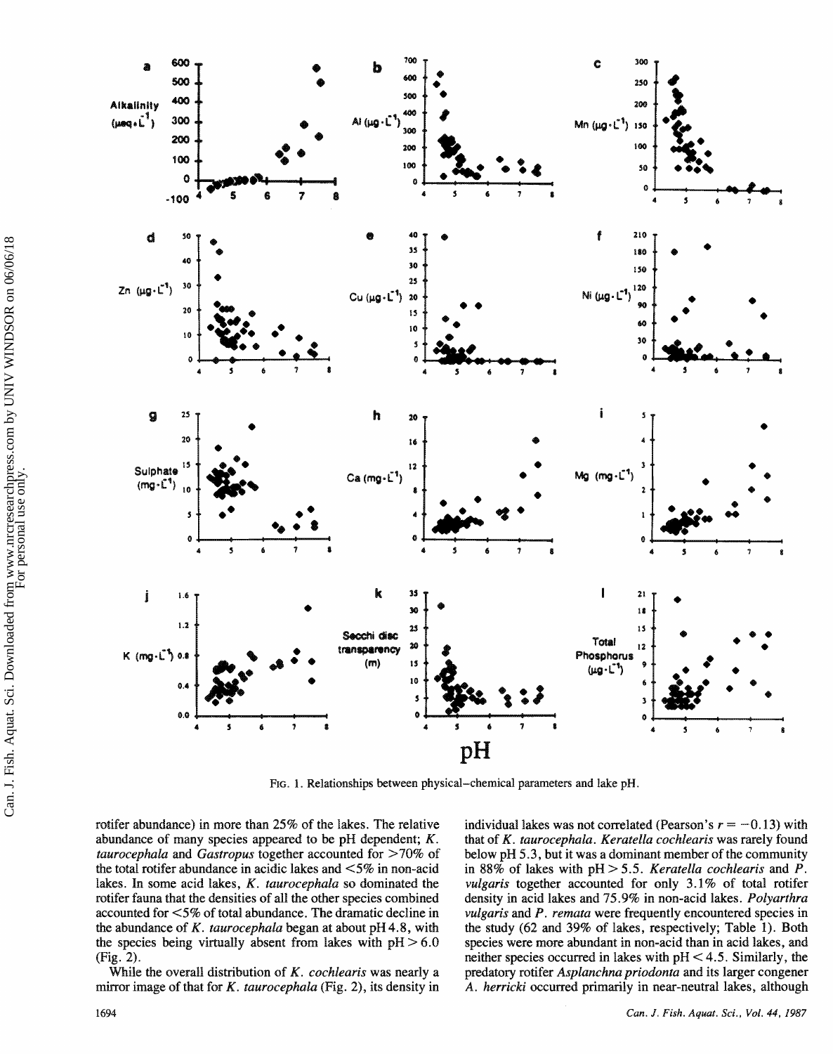FIG. 1. Relationships between physical–chemical parameters and lake pH.

rotifer abundance) in more than 25% of the lakes. The relative abundance of many species appeared to be pH dependent; *K. taurocephala* and *Gastropus* together accounted for >70% of the total rotifer abundance in acidic lakes and <5% in non-acid lakes. In some acid lakes, *K. taurocephala* so dominated the rotifer fauna that the densities of all the other species combined accounted for <5% of total abundance. The dramatic decline in the abundance of *K. taurocephala* began at about pH 4.8, with the species being virtually absent from lakes with pH > 6.0 (Fig. 2).

While the overall distribution of *K. cochlearis* was nearly a mirror image of that for *K. taurocephala* (Fig. 2), its density in individual lakes was not correlated (Pearson's $r = -0.13$) with that of *K. taurocephala*. *Keratella cochlearis* was rarely found below pH 5.3, but it was a dominant member of the community in 88% of lakes with pH > 5.5. *Keratella cochlearis* and *P. vulgaris* together accounted for only 3.1% of total rotifer density in acid lakes and 75.9% in non-acid lakes. *Polyarthra vulgaris* and *P. remata* were frequently encountered species in the study (62 and 39% of lakes, respectively; Table 1). Both species were more abundant in non-acid than in acid lakes, and neither species occurred in lakes with pH < 4.5. Similarly, the predatory rotifer *Asplanchna priodonta* and its larger congener *A. herricki* occurred primarily in near-neutral lakes, although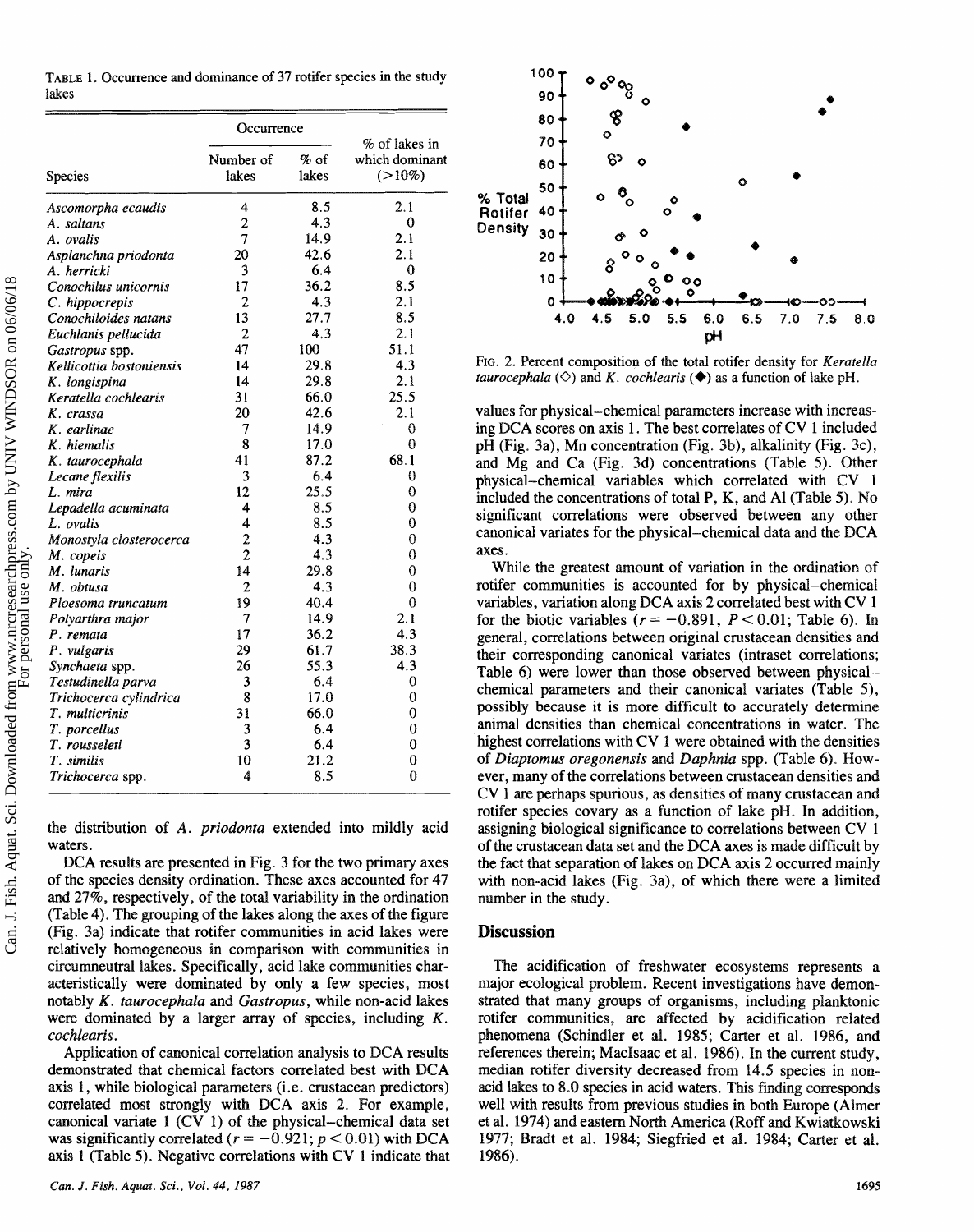TABLE 1. Occurrence and dominance of 37 rotifer species in the study lakes

| Species | Occurrence | | % of lakes in which dominant (>10%) |
|---|---|---|---|
| | Number of lakes | % of lakes | |
| *Ascomorpha ecaudis* | 4 | 8.5 | 2.1 |
| *A. saltans* | 2 | 4.3 | 0 |
| *A. ovalis* | 7 | 14.9 | 2.1 |
| *Asplanchna priodonta* | 20 | 42.6 | 2.1 |
| *A. herricki* | 3 | 6.4 | 0 |
| *Conochilus unicornis* | 17 | 36.2 | 8.5 |
| *C. hippocrepis* | 2 | 4.3 | 2.1 |
| *Conochiloides natans* | 13 | 27.7 | 8.5 |
| *Euchlanis pellucida* | 2 | 4.3 | 2.1 |
| *Gastropus* spp. | 47 | 100 | 51.1 |
| *Kellicottia bostoniensis* | 14 | 29.8 | 4.3 |
| *K. longispina* | 14 | 29.8 | 2.1 |
| *Keratella cochlearis* | 31 | 66.0 | 25.5 |
| *K. crassa* | 20 | 42.6 | 2.1 |
| *K. earlinae* | 7 | 14.9 | 0 |
| *K. hiemalis* | 8 | 17.0 | 0 |
| *K. taurocephala* | 41 | 87.2 | 68.1 |
| *Lecane flexilis* | 3 | 6.4 | 0 |
| *L. mira* | 12 | 25.5 | 0 |
| *Lepadella acuminata* | 4 | 8.5 | 0 |
| *L. ovalis* | 4 | 8.5 | 0 |
| *Monostyla closterocerca* | 2 | 4.3 | 0 |
| *M. copeis* | 2 | 4.3 | 0 |
| *M. lunaris* | 14 | 29.8 | 0 |
| *M. obtusa* | 2 | 4.3 | 0 |
| *Ploesoma truncatum* | 19 | 40.4 | 0 |
| *Polyarthra major* | 7 | 14.9 | 2.1 |
| *P. remata* | 17 | 36.2 | 4.3 |
| *P. vulgaris* | 29 | 61.7 | 38.3 |
| *Synchaeta* spp. | 26 | 55.3 | 4.3 |
| *Testudinella parva* | 3 | 6.4 | 0 |
| *Trichocerca cylindrica* | 8 | 17.0 | 0 |
| *T. multicrinis* | 31 | 66.0 | 0 |
| *T. porcellus* | 3 | 6.4 | 0 |
| *T. rousseleti* | 3 | 6.4 | 0 |
| *T. similis* | 10 | 21.2 | 0 |
| *Trichocerca* spp. | 4 | 8.5 | 0 |

the distribution of *A. priodonta* extended into mildly acid waters.

DCA results are presented in Fig. 3 for the two primary axes of the species density ordination. These axes accounted for 47 and 27%, respectively, of the total variability in the ordination (Table 4). The grouping of the lakes along the axes of the figure (Fig. 3a) indicate that rotifer communities in acid lakes were relatively homogeneous in comparison with communities in circumneutral lakes. Specifically, acid lake communities characteristically were dominated by only a few species, most notably *K. taurocephala* and *Gastropus*, while non-acid lakes were dominated by a larger array of species, including *K. cochlearis*.

Application of canonical correlation analysis to DCA results demonstrated that chemical factors correlated best with DCA axis 1, while biological parameters (i.e. crustacean predictors) correlated most strongly with DCA axis 2. For example, canonical variate 1 (CV 1) of the physical–chemical data set was significantly correlated ($r = -0.921$; $p < 0.01$) with DCA axis 1 (Table 5). Negative correlations with CV 1 indicate that values for physical–chemical parameters increase with increasing DCA scores on axis 1. The best correlates of CV 1 included pH (Fig. 3a), Mn concentration (Fig. 3b), alkalinity (Fig. 3c), and Mg and Ca (Fig. 3d) concentrations (Table 5). Other physical–chemical variables which correlated with CV 1 included the concentrations of total P, K, and Al (Table 5). No significant correlations were observed between any other canonical variates for the physical–chemical data and the DCA axes.

FIG. 2. Percent composition of the total rotifer density for *Keratella taurocephala* (◇) and *K. cochlearis* (◆) as a function of lake pH.

While the greatest amount of variation in the ordination of rotifer communities is accounted for by physical–chemical variables, variation along DCA axis 2 correlated best with CV 1 for the biotic variables ($r = -0.891$, $P < 0.01$; Table 6). In general, correlations between original crustacean densities and their corresponding canonical variates (intraset correlations; Table 6) were lower than those observed between physical–chemical parameters and their canonical variates (Table 5), possibly because it is more difficult to accurately determine animal densities than chemical concentrations in water. The highest correlations with CV 1 were obtained with the densities of *Diaptomus oregonensis* and *Daphnia* spp. (Table 6). However, many of the correlations between crustacean densities and CV 1 are perhaps spurious, as densities of many crustacean and rotifer species covary as a function of lake pH. In addition, assigning biological significance to correlations between CV 1 of the crustacean data set and the DCA axes is made difficult by the fact that separation of lakes on DCA axis 2 occurred mainly with non-acid lakes (Fig. 3a), of which there were a limited number in the study.

## Discussion

The acidification of freshwater ecosystems represents a major ecological problem. Recent investigations have demonstrated that many groups of organisms, including planktonic rotifer communities, are affected by acidification related phenomena (Schindler et al. 1985; Carter et al. 1986, and references therein; MacIsaac et al. 1986). In the current study, median rotifer diversity decreased from 14.5 species in non-acid lakes to 8.0 species in acid waters. This finding corresponds well with results from previous studies in both Europe (Almer et al. 1974) and eastern North America (Roff and Kwiatkowski 1977; Bradt et al. 1984; Siegfried et al. 1984; Carter et al. 1986).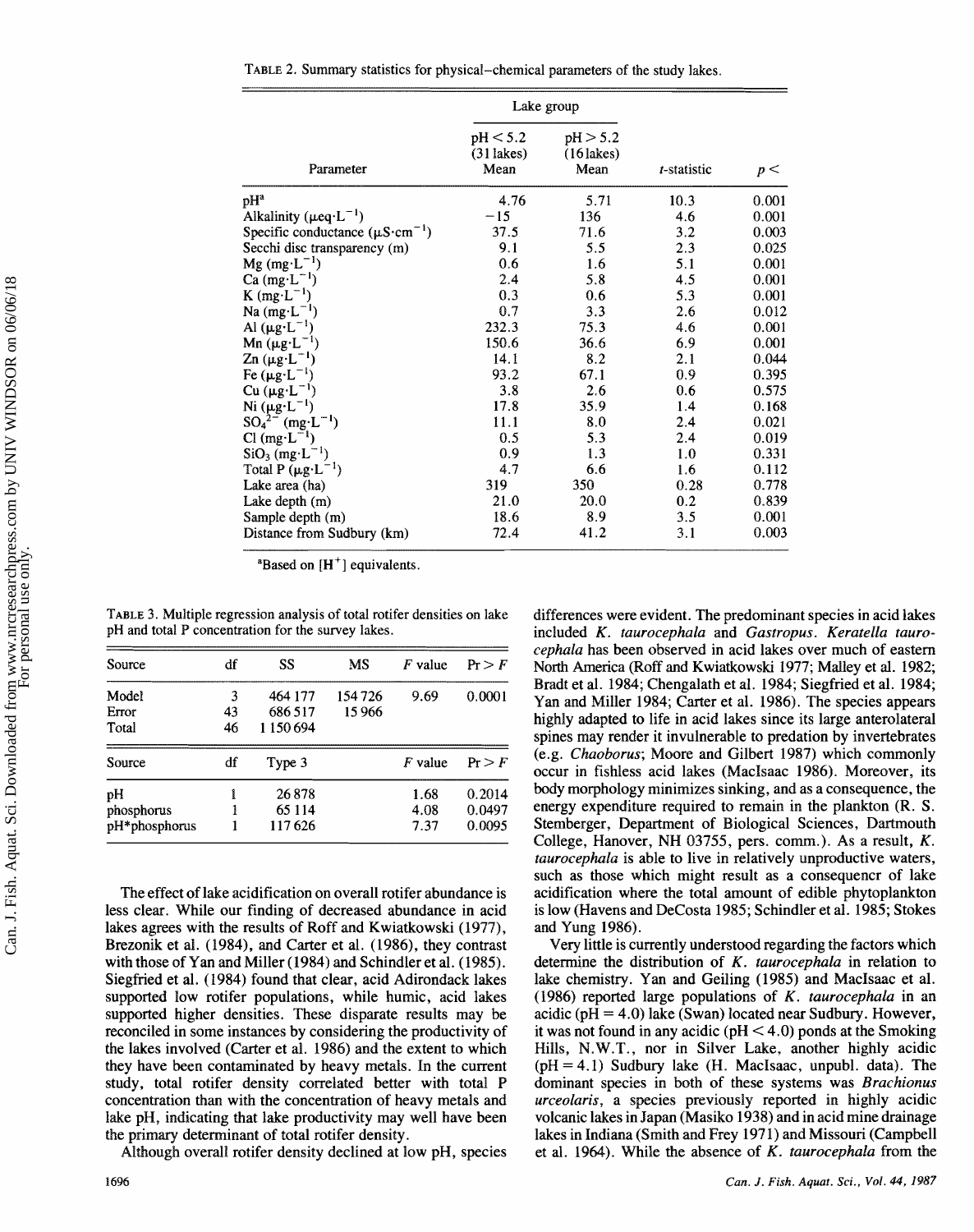TABLE 2. Summary statistics for physical–chemical parameters of the study lakes.

| Parameter | Lake group | | | |
|---|---|---|---|---|
| | pH < 5.2 (31 lakes) Mean | pH > 5.2 (16 lakes) Mean | *t*-statistic | *p* < |
| pH[a] | 4.76 | 5.71 | 10.3 | 0.001 |
| Alkalinity ($\mu eq \cdot L^{-1}$) | −15 | 136 | 4.6 | 0.001 |
| Specific conductance ($\mu S \cdot cm^{-1}$) | 37.5 | 71.6 | 3.2 | 0.003 |
| Secchi disc transparency (m) | 9.1 | 5.5 | 2.3 | 0.025 |
| Mg ($mg \cdot L^{-1}$) | 0.6 | 1.6 | 5.1 | 0.001 |
| Ca ($mg \cdot L^{-1}$) | 2.4 | 5.8 | 4.5 | 0.001 |
| K ($mg \cdot L^{-1}$) | 0.3 | 0.6 | 5.3 | 0.001 |
| Na ($mg \cdot L^{-1}$) | 0.7 | 3.3 | 2.6 | 0.012 |
| Al ($\mu g \cdot L^{-1}$) | 232.3 | 75.3 | 4.6 | 0.001 |
| Mn ($\mu g \cdot L^{-1}$) | 150.6 | 36.6 | 6.9 | 0.001 |
| Zn ($\mu g \cdot L^{-1}$) | 14.1 | 8.2 | 2.1 | 0.044 |
| Fe ($\mu g \cdot L^{-1}$) | 93.2 | 67.1 | 0.9 | 0.395 |
| Cu ($\mu g \cdot L^{-1}$) | 3.8 | 2.6 | 0.6 | 0.575 |
| Ni ($\mu g \cdot L^{-1}$) | 17.8 | 35.9 | 1.4 | 0.168 |
| $SO_4^{2-}$ ($mg \cdot L^{-1}$) | 11.1 | 8.0 | 2.4 | 0.021 |
| Cl ($mg \cdot L^{-1}$) | 0.5 | 5.3 | 2.4 | 0.019 |
| $SiO_3$ ($mg \cdot L^{-1}$) | 0.9 | 1.3 | 1.0 | 0.331 |
| Total P ($\mu g \cdot L^{-1}$) | 4.7 | 6.6 | 1.6 | 0.112 |
| Lake area (ha) | 319 | 350 | 0.28 | 0.778 |
| Lake depth (m) | 21.0 | 20.0 | 0.2 | 0.839 |
| Sample depth (m) | 18.6 | 8.9 | 3.5 | 0.001 |
| Distance from Sudbury (km) | 72.4 | 41.2 | 3.1 | 0.003 |

[a]Based on $[H^+]$ equivalents.

TABLE 3. Multiple regression analysis of total rotifer densities on lake pH and total P concentration for the survey lakes.

| Source | df | SS | MS | *F* value | Pr > *F* |
|---|---|---|---|---|---|
| Model | 3 | 464 177 | 154 726 | 9.69 | 0.0001 |
| Error | 43 | 686 517 | 15 966 | | |
| Total | 46 | 1 150 694 | | | |

| Source | df | Type 3 | *F* value | Pr > *F* |
|---|---|---|---|---|
| pH | 1 | 26 878 | 1.68 | 0.2014 |
| phosphorus | 1 | 65 114 | 4.08 | 0.0497 |
| pH*phosphorus | 1 | 117 626 | 7.37 | 0.0095 |

The effect of lake acidification on overall rotifer abundance is less clear. While our finding of decreased abundance in acid lakes agrees with the results of Roff and Kwiatkowski (1977), Brezonik et al. (1984), and Carter et al. (1986), they contrast with those of Yan and Miller (1984) and Schindler et al. (1985). Siegfried et al. (1984) found that clear, acid Adirondack lakes supported low rotifer populations, while humic, acid lakes supported higher densities. These disparate results may be reconciled in some instances by considering the productivity of the lakes involved (Carter et al. 1986) and the extent to which they have been contaminated by heavy metals. In the current study, total rotifer density correlated better with total P concentration than with the concentration of heavy metals and lake pH, indicating that lake productivity may well have been the primary determinant of total rotifer density.

Although overall rotifer density declined at low pH, species differences were evident. The predominant species in acid lakes included *K. taurocephala* and *Gastropus*. *Keratella taurocephala* has been observed in acid lakes over much of eastern North America (Roff and Kwiatkowski 1977; Malley et al. 1982; Bradt et al. 1984; Chengalath et al. 1984; Siegfried et al. 1984; Yan and Miller 1984; Carter et al. 1986). The species appears highly adapted to life in acid lakes since its large anterolateral spines may render it invulnerable to predation by invertebrates (e.g. *Chaoborus*; Moore and Gilbert 1987) which commonly occur in fishless acid lakes (MacIsaac 1986). Moreover, its body morphology minimizes sinking, and as a consequence, the energy expenditure required to remain in the plankton (R. S. Stemberger, Department of Biological Sciences, Dartmouth College, Hanover, NH 03755, pers. comm.). As a result, *K. taurocephala* is able to live in relatively unproductive waters, such as those which might result as a consequencr of lake acidification where the total amount of edible phytoplankton is low (Havens and DeCosta 1985; Schindler et al. 1985; Stokes and Yung 1986).

Very little is currently understood regarding the factors which determine the distribution of *K. taurocephala* in relation to lake chemistry. Yan and Geiling (1985) and MacIsaac et al. (1986) reported large populations of *K. taurocephala* in an acidic (pH = 4.0) lake (Swan) located near Sudbury. However, it was not found in any acidic (pH < 4.0) ponds at the Smoking Hills, N.W.T., nor in Silver Lake, another highly acidic (pH = 4.1) Sudbury lake (H. MacIsaac, unpubl. data). The dominant species in both of these systems was *Brachionus urceolaris*, a species previously reported in highly acidic volcanic lakes in Japan (Masiko 1938) and in acid mine drainage lakes in Indiana (Smith and Frey 1971) and Missouri (Campbell et al. 1964). While the absence of *K. taurocephala* from the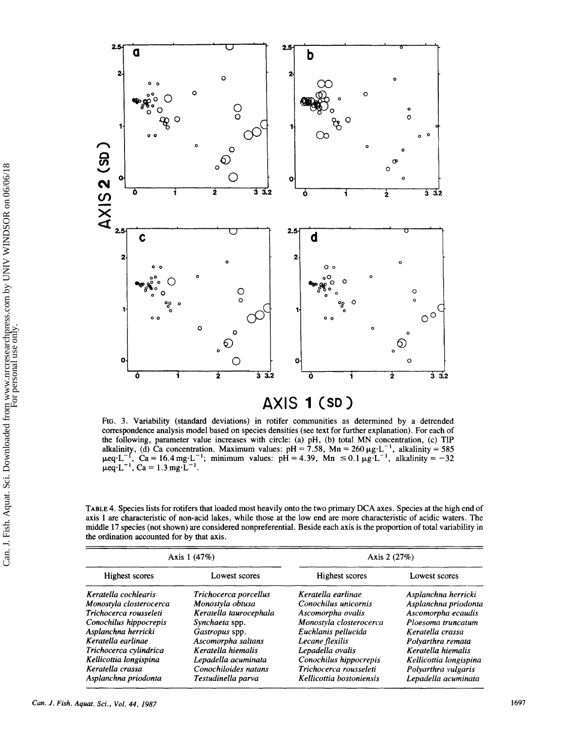FIG. 3. Variability (standard deviations) in rotifer communities as determined by a detrended correspondence analysis model based on species densities (see text for further explanation). For each of the following, parameter value increases with circle: (a) pH, (b) total MN concentration, (c) TIP alkalinity, (d) Ca concentration. Maximum values: pH = 7.58, Mn = 260 $\mu g \cdot L^{-1}$, alkalinity = 585 $\mu eq \cdot L^{-1}$, Ca = 16.4 $mg \cdot L^{-1}$; minimum values: pH = 4.39, Mn $\leq 0.1$ $\mu g \cdot L^{-1}$, alkalinity = −32 $\mu eq \cdot L^{-1}$, Ca = 1.3 $mg \cdot L^{-1}$.

TABLE 4. Species lists for rotifers that loaded most heavily onto the two primary DCA axes. Species at the high end of axis 1 are characteristic of non-acid lakes, while those at the low end are more characteristic of acidic waters. The middle 17 species (not shown) are considered nonpreferential. Beside each axis is the proportion of total variability in the ordination accounted for by that axis.

| Axis 1 (47%) | | Axis 2 (27%) | |
|---|---|---|---|
| Highest scores | Lowest scores | Highest scores | Lowest scores |
| *Keratella cochlearis* | *Trichocerca porcellus* | *Keratella earlinae* | *Asplanchna herricki* |
| *Monostyla closterocerca* | *Monostyla obtusa* | *Conochilus unicornis* | *Asplanchna priodonta* |
| *Trichocerca rousseleti* | *Keratella taurocephala* | *Ascomorpha ovalis* | *Ascomorpha ecaudis* |
| *Conochilus hippocrepis* | *Synchaeta* spp. | *Monostyla closterocerca* | *Ploesoma truncatum* |
| *Asplanchna herricki* | *Gastropus* spp. | *Euchlanis pellucida* | *Keratella crassa* |
| *Keratella earlinae* | *Ascomorpha saltans* | *Lecane flexilis* | *Polyarthra remata* |
| *Trichocerca cylindrica* | *Keratella hiemalis* | *Lepadella ovalis* | *Keratella hiemalis* |
| *Kellicottia longispina* | *Lepadella acuminata* | *Conochilus hippocrepis* | *Kellicottia longispina* |
| *Keratella crassa* | *Conochiloides natans* | *Trichocerca rousseleti* | *Polyarthra vulgaris* |
| *Asplanchna priodonta* | *Testudinella parva* | *Kellicottia bostoniensis* | *Lepadella acuminata* |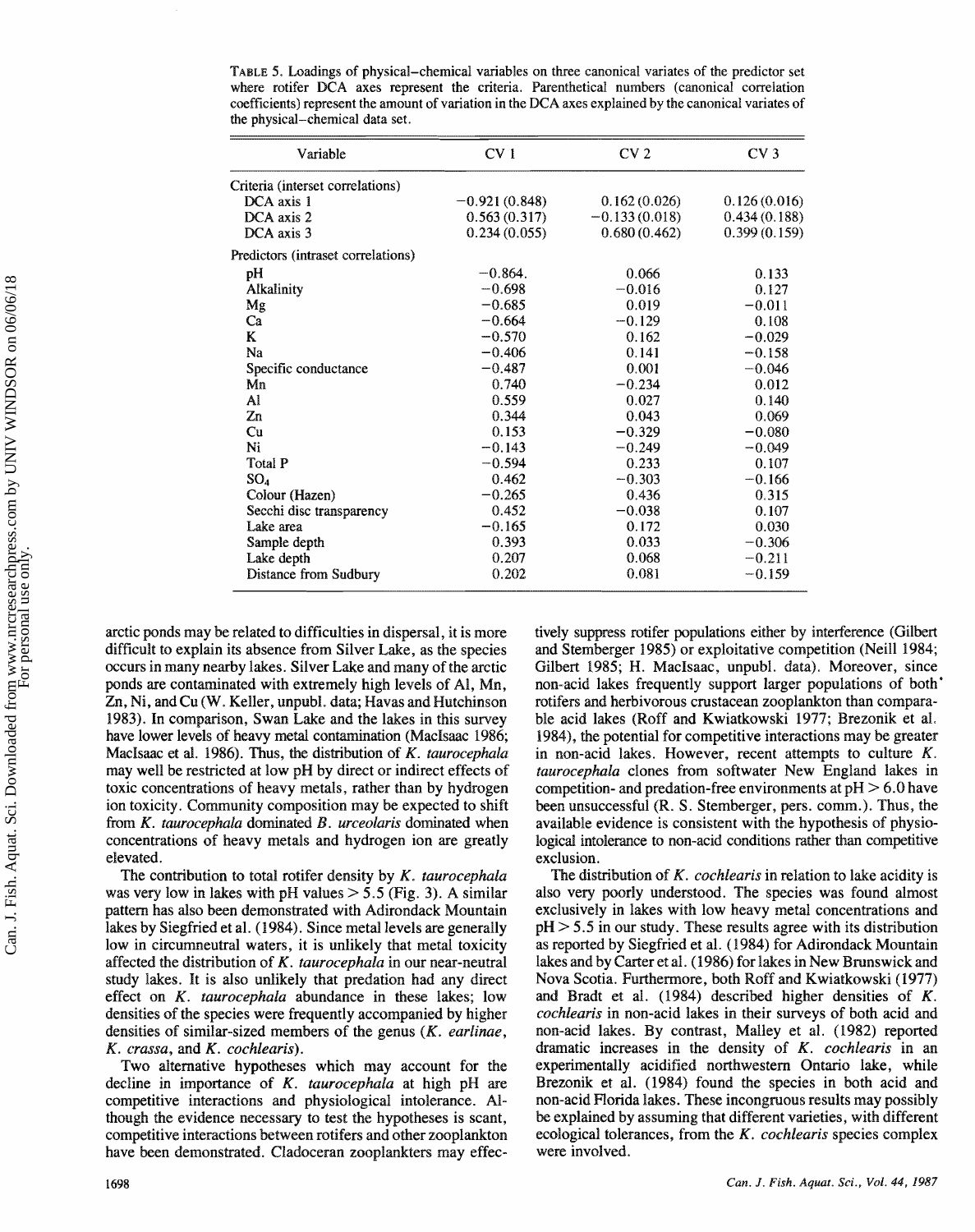TABLE 5. Loadings of physical–chemical variables on three canonical variates of the predictor set where rotifer DCA axes represent the criteria. Parenthetical numbers (canonical correlation coefficients) represent the amount of variation in the DCA axes explained by the canonical variates of the physical–chemical data set.

| Variable | CV 1 | CV 2 | CV 3 |
|---|---|---|---|
| Criteria (interset correlations) | | | |
| DCA axis 1 | −0.921 (0.848) | 0.162 (0.026) | 0.126 (0.016) |
| DCA axis 2 | 0.563 (0.317) | −0.133 (0.018) | 0.434 (0.188) |
| DCA axis 3 | 0.234 (0.055) | 0.680 (0.462) | 0.399 (0.159) |
| Predictors (intraset correlations) | | | |
| pH | −0.864. | 0.066 | 0.133 |
| Alkalinity | −0.698 | −0.016 | 0.127 |
| Mg | −0.685 | 0.019 | −0.011 |
| Ca | −0.664 | −0.129 | 0.108 |
| K | −0.570 | 0.162 | −0.029 |
| Na | −0.406 | 0.141 | −0.158 |
| Specific conductance | −0.487 | 0.001 | −0.046 |
| Mn | 0.740 | −0.234 | 0.012 |
| Al | 0.559 | 0.027 | 0.140 |
| Zn | 0.344 | 0.043 | 0.069 |
| Cu | 0.153 | −0.329 | −0.080 |
| Ni | −0.143 | −0.249 | −0.049 |
| Total P | −0.594 | 0.233 | 0.107 |
| $SO_4$ | 0.462 | −0.303 | −0.166 |
| Colour (Hazen) | −0.265 | 0.436 | 0.315 |
| Secchi disc transparency | 0.452 | −0.038 | 0.107 |
| Lake area | −0.165 | 0.172 | 0.030 |
| Sample depth | 0.393 | 0.033 | −0.306 |
| Lake depth | 0.207 | 0.068 | −0.211 |
| Distance from Sudbury | 0.202 | 0.081 | −0.159 |

arctic ponds may be related to difficulties in dispersal, it is more difficult to explain its absence from Silver Lake, as the species occurs in many nearby lakes. Silver Lake and many of the arctic ponds are contaminated with extremely high levels of Al, Mn, Zn, Ni, and Cu (W. Keller, unpubl. data; Havas and Hutchinson 1983). In comparison, Swan Lake and the lakes in this survey have lower levels of heavy metal contamination (MacIsaac 1986; MacIsaac et al. 1986). Thus, the distribution of *K. taurocephala* may well be restricted at low pH by direct or indirect effects of toxic concentrations of heavy metals, rather than by hydrogen ion toxicity. Community composition may be expected to shift from *K. taurocephala* dominated *B. urceolaris* dominated when concentrations of heavy metals and hydrogen ion are greatly elevated.

The contribution to total rotifer density by *K. taurocephala* was very low in lakes with pH values $> 5.5$ (Fig. 3). A similar pattern has also been demonstrated with Adirondack Mountain lakes by Siegfried et al. (1984). Since metal levels are generally low in circumneutral waters, it is unlikely that metal toxicity affected the distribution of *K. taurocephala* in our near-neutral study lakes. It is also unlikely that predation had any direct effect on *K. taurocephala* abundance in these lakes; low densities of the species were frequently accompanied by higher densities of similar-sized members of the genus (*K. earlinae*, *K. crassa*, and *K. cochlearis*).

Two alternative hypotheses which may account for the decline in importance of *K. taurocephala* at high pH are competitive interactions and physiological intolerance. Although the evidence necessary to test the hypotheses is scant, competitive interactions between rotifers and other zooplankton have been demonstrated. Cladoceran zooplankters may effectively suppress rotifer populations either by interference (Gilbert and Stemberger 1985) or exploitative competition (Neill 1984; Gilbert 1985; H. MacIsaac, unpubl. data). Moreover, since non-acid lakes frequently support larger populations of both rotifers and herbivorous crustacean zooplankton than comparable acid lakes (Roff and Kwiatkowski 1977; Brezonik et al. 1984), the potential for competitive interactions may be greater in non-acid lakes. However, recent attempts to culture *K. taurocephala* clones from softwater New England lakes in competition- and predation-free environments at pH $> 6.0$ have been unsuccessful (R. S. Stemberger, pers. comm.). Thus, the available evidence is consistent with the hypothesis of physiological intolerance to non-acid conditions rather than competitive exclusion.

The distribution of *K. cochlearis* in relation to lake acidity is also very poorly understood. The species was found almost exclusively in lakes with low heavy metal concentrations and pH $> 5.5$ in our study. These results agree with its distribution as reported by Siegfried et al. (1984) for Adirondack Mountain lakes and by Carter et al. (1986) for lakes in New Brunswick and Nova Scotia. Furthermore, both Roff and Kwiatkowski (1977) and Bradt et al. (1984) described higher densities of *K. cochlearis* in non-acid lakes in their surveys of both acid and non-acid lakes. By contrast, Malley et al. (1982) reported dramatic increases in the density of *K. cochlearis* in an experimentally acidified northwestern Ontario lake, while Brezonik et al. (1984) found the species in both acid and non-acid Florida lakes. These incongruous results may possibly be explained by assuming that different varieties, with different ecological tolerances, from the *K. cochlearis* species complex were involved.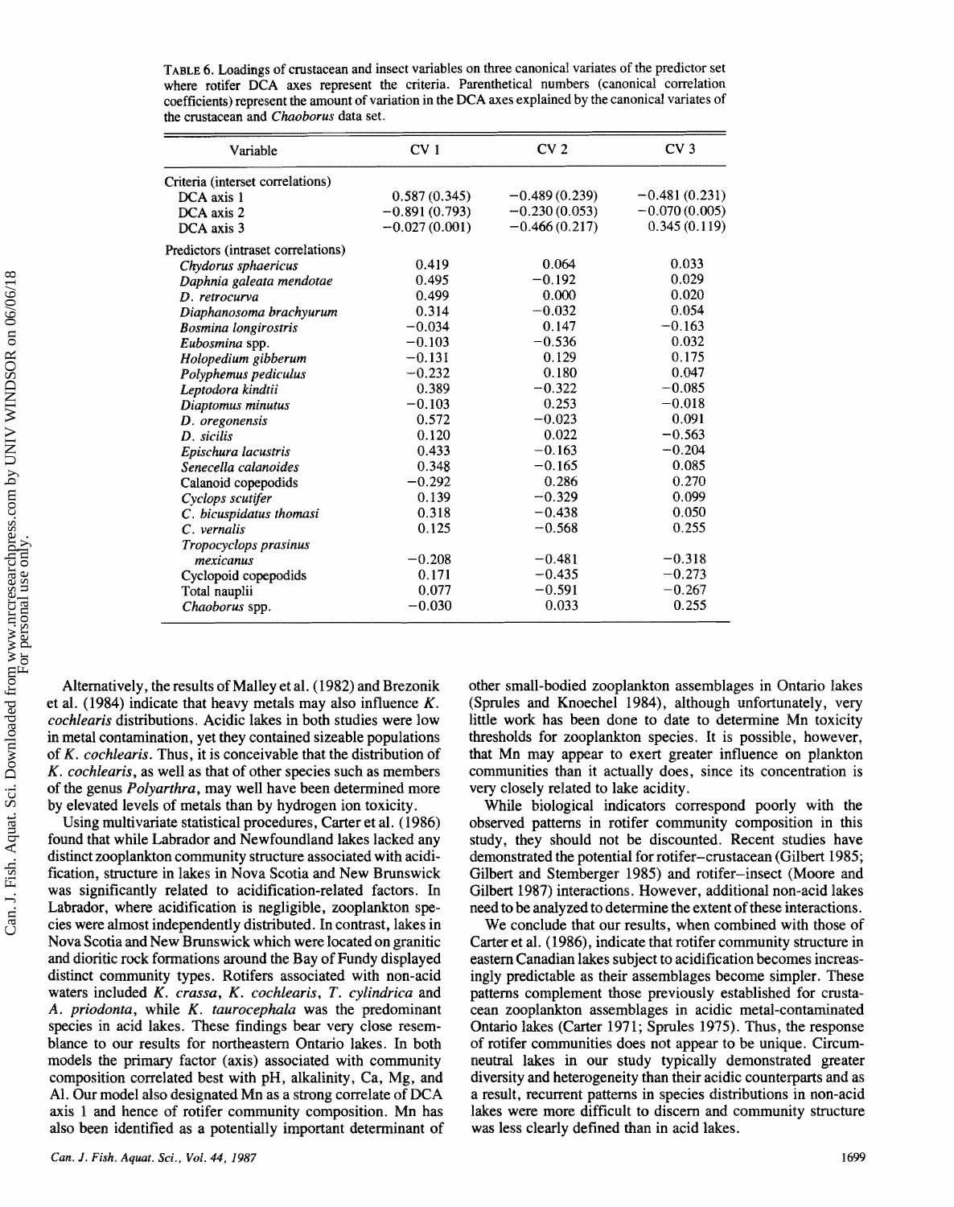TABLE 6. Loadings of crustacean and insect variables on three canonical variates of the predictor set where rotifer DCA axes represent the criteria. Parenthetical numbers (canonical correlation coefficients) represent the amount of variation in the DCA axes explained by the canonical variates of the crustacean and *Chaoborus* data set.

| Variable | CV 1 | CV 2 | CV 3 |
|---|---|---|---|
| Criteria (interset correlations) | | | |
| DCA axis 1 | 0.587 (0.345) | −0.489 (0.239) | −0.481 (0.231) |
| DCA axis 2 | −0.891 (0.793) | −0.230 (0.053) | −0.070 (0.005) |
| DCA axis 3 | −0.027 (0.001) | −0.466 (0.217) | 0.345 (0.119) |
| Predictors (intraset correlations) | | | |
| *Chydorus sphaericus* | 0.419 | 0.064 | 0.033 |
| *Daphnia galeata mendotae* | 0.495 | −0.192 | 0.029 |
| *D. retrocurva* | 0.499 | 0.000 | 0.020 |
| *Diaphanosoma brachyurum* | 0.314 | −0.032 | 0.054 |
| *Bosmina longirostris* | −0.034 | 0.147 | −0.163 |
| *Eubosmina* spp. | −0.103 | −0.536 | 0.032 |
| *Holopedium gibberum* | −0.131 | 0.129 | 0.175 |
| *Polyphemus pediculus* | −0.232 | 0.180 | 0.047 |
| *Leptodora kindtii* | 0.389 | −0.322 | −0.085 |
| *Diaptomus minutus* | −0.103 | 0.253 | −0.018 |
| *D. oregonensis* | 0.572 | −0.023 | 0.091 |
| *D. sicilis* | 0.120 | 0.022 | −0.563 |
| *Epischura lacustris* | 0.433 | −0.163 | −0.204 |
| *Senecella calanoides* | 0.348 | −0.165 | 0.085 |
| Calanoid copepodids | −0.292 | 0.286 | 0.270 |
| *Cyclops scutifer* | 0.139 | −0.329 | 0.099 |
| *C. bicuspidatus thomasi* | 0.318 | −0.438 | 0.050 |
| *C. vernalis* | 0.125 | −0.568 | 0.255 |
| *Tropocyclops prasinus mexicanus* | −0.208 | −0.481 | −0.318 |
| Cyclopoid copepodids | 0.171 | −0.435 | −0.273 |
| Total nauplii | 0.077 | −0.591 | −0.267 |
| *Chaoborus* spp. | −0.030 | 0.033 | 0.255 |

Alternatively, the results of Malley et al. (1982) and Brezonik et al. (1984) indicate that heavy metals may also influence *K. cochlearis* distributions. Acidic lakes in both studies were low in metal contamination, yet they contained sizeable populations of *K. cochlearis*. Thus, it is conceivable that the distribution of *K. cochlearis*, as well as that of other species such as members of the genus *Polyarthra*, may well have been determined more by elevated levels of metals than by hydrogen ion toxicity.

Using multivariate statistical procedures, Carter et al. (1986) found that while Labrador and Newfoundland lakes lacked any distinct zooplankton community structure associated with acidification, structure in lakes in Nova Scotia and New Brunswick was significantly related to acidification-related factors. In Labrador, where acidification is negligible, zooplankton species were almost independently distributed. In contrast, lakes in Nova Scotia and New Brunswick which were located on granitic and dioritic rock formations around the Bay of Fundy displayed distinct community types. Rotifers associated with non-acid waters included *K. crassa*, *K. cochlearis*, *T. cylindrica* and *A. priodonta*, while *K. taurocephala* was the predominant species in acid lakes. These findings bear very close resemblance to our results for northeastern Ontario lakes. In both models the primary factor (axis) associated with community composition correlated best with pH, alkalinity, Ca, Mg, and Al. Our model also designated Mn as a strong correlate of DCA axis 1 and hence of rotifer community composition. Mn has also been identified as a potentially important determinant of other small-bodied zooplankton assemblages in Ontario lakes (Sprules and Knoechel 1984), although unfortunately, very little work has been done to date to determine Mn toxicity thresholds for zooplankton species. It is possible, however, that Mn may appear to exert greater influence on plankton communities than it actually does, since its concentration is very closely related to lake acidity.

While biological indicators correspond poorly with the observed patterns in rotifer community composition in this study, they should not be discounted. Recent studies have demonstrated the potential for rotifer–crustacean (Gilbert 1985; Gilbert and Stemberger 1985) and rotifer–insect (Moore and Gilbert 1987) interactions. However, additional non-acid lakes need to be analyzed to determine the extent of these interactions.

We conclude that our results, when combined with those of Carter et al. (1986), indicate that rotifer community structure in eastern Canadian lakes subject to acidification becomes increasingly predictable as their assemblages become simpler. These patterns complement those previously established for crustacean zooplankton assemblages in acidic metal-contaminated Ontario lakes (Carter 1971; Sprules 1975). Thus, the response of rotifer communities does not appear to be unique. Circumneutral lakes in our study typically demonstrated greater diversity and heterogeneity than their acidic counterparts and as a result, recurrent patterns in species distributions in non-acid lakes were more difficult to discern and community structure was less clearly defined than in acid lakes.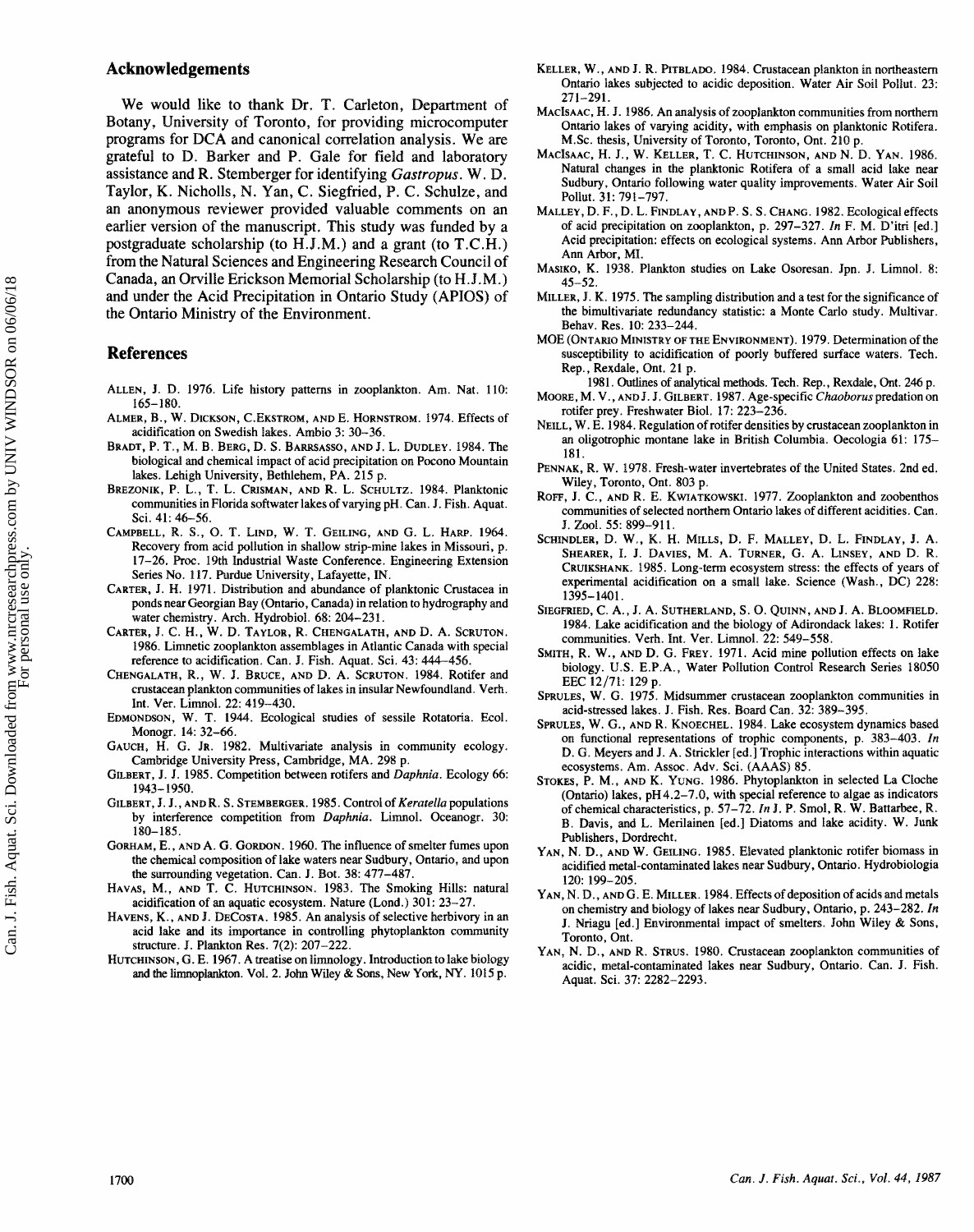## Acknowledgements

We would like to thank Dr. T. Carleton, Department of Botany, University of Toronto, for providing microcomputer programs for DCA and canonical correlation analysis. We are grateful to D. Barker and P. Gale for field and laboratory assistance and R. Stemberger for identifying *Gastropus*. W. D. Taylor, K. Nicholls, N. Yan, C. Siegfried, P. C. Schulze, and an anonymous reviewer provided valuable comments on an earlier version of the manuscript. This study was funded by a postgraduate scholarship (to H.J.M.) and a grant (to T.C.H.) from the Natural Sciences and Engineering Research Council of Canada, an Orville Erickson Memorial Scholarship (to H.J.M.) and under the Acid Precipitation in Ontario Study (APIOS) of the Ontario Ministry of the Environment.

## References

ALLEN, J. D. 1976. Life history patterns in zooplankton. Am. Nat. 110: 165–180.

ALMER, B., W. DICKSON, C. EKSTROM, AND E. HORNSTROM. 1974. Effects of acidification on Swedish lakes. Ambio 3: 30–36.

BRADT, P. T., M. B. BERG, D. S. BARRSASSO, AND J. L. DUDLEY. 1984. The biological and chemical impact of acid precipitation on Pocono Mountain lakes. Lehigh University, Bethlehem, PA. 215 p.

BREZONIK, P. L., T. L. CRISMAN, AND R. L. SCHULTZ. 1984. Planktonic communities in Florida softwater lakes of varying pH. Can. J. Fish. Aquat. Sci. 41: 46–56.

CAMPBELL, R. S., O. T. LIND, W. T. GEILING, AND G. L. HARP. 1964. Recovery from acid pollution in shallow strip-mine lakes in Missouri, p. 17–26. Proc. 19th Industrial Waste Conference. Engineering Extension Series No. 117. Purdue University, Lafayette, IN.

CARTER, J. H. 1971. Distribution and abundance of planktonic Crustacea in ponds near Georgian Bay (Ontario, Canada) in relation to hydrography and water chemistry. Arch. Hydrobiol. 68: 204–231.

CARTER, J. C. H., W. D. TAYLOR, R. CHENGALATH, AND D. A. SCRUTON. 1986. Limnetic zooplankton assemblages in Atlantic Canada with special reference to acidification. Can. J. Fish. Aquat. Sci. 43: 444–456.

CHENGALATH, R., W. J. BRUCE, AND D. A. SCRUTON. 1984. Rotifer and crustacean plankton communities of lakes in insular Newfoundland. Verh. Int. Ver. Limnol. 22: 419–430.

EDMONDSON, W. T. 1944. Ecological studies of sessile Rotatoria. Ecol. Monogr. 14: 32–66.

GAUCH, H. G. JR. 1982. Multivariate analysis in community ecology. Cambridge University Press, Cambridge, MA. 298 p.

GILBERT, J. J. 1985. Competition between rotifers and *Daphnia*. Ecology 66: 1943–1950.

GILBERT, J. J., AND R. S. STEMBERGER. 1985. Control of *Keratella* populations by interference competition from *Daphnia*. Limnol. Oceanogr. 30: 180–185.

GORHAM, E., AND A. G. GORDON. 1960. The influence of smelter fumes upon the chemical composition of lake waters near Sudbury, Ontario, and upon the surrounding vegetation. Can. J. Bot. 38: 477–487.

HAVAS, M., AND T. C. HUTCHINSON. 1983. The Smoking Hills: natural acidification of an aquatic ecosystem. Nature (Lond.) 301: 23–27.

HAVENS, K., AND J. DECOSTA. 1985. An analysis of selective herbivory in an acid lake and its importance in controlling phytoplankton community structure. J. Plankton Res. 7(2): 207–222.

HUTCHINSON, G. E. 1967. A treatise on limnology. Introduction to lake biology and the limnoplankton. Vol. 2. John Wiley & Sons, New York, NY. 1015 p.

KELLER, W., AND J. R. PITBLADO. 1984. Crustacean plankton in northeastern Ontario lakes subjected to acidic deposition. Water Air Soil Pollut. 23: 271–291.

MACISAAC, H. J. 1986. An analysis of zooplankton communities from northern Ontario lakes of varying acidity, with emphasis on planktonic Rotifera. M.Sc. thesis, University of Toronto, Toronto, Ont. 210 p.

MACISAAC, H. J., W. KELLER, T. C. HUTCHINSON, AND N. D. YAN. 1986. Natural changes in the planktonic Rotifera of a small acid lake near Sudbury, Ontario following water quality improvements. Water Air Soil Pollut. 31: 791–797.

MALLEY, D. F., D. L. FINDLAY, AND P. S. S. CHANG. 1982. Ecological effects of acid precipitation on zooplankton, p. 297–327. *In* F. M. D'itri [ed.] Acid precipitation: effects on ecological systems. Ann Arbor Publishers, Ann Arbor, MI.

MASIKO, K. 1938. Plankton studies on Lake Osoresan. Jpn. J. Limnol. 8: 45–52.

MILLER, J. K. 1975. The sampling distribution and a test for the significance of the bimultivariate redundancy statistic: a Monte Carlo study. Multivar. Behav. Res. 10: 233–244.

MOE (ONTARIO MINISTRY OF THE ENVIRONMENT). 1979. Determination of the susceptibility to acidification of poorly buffered surface waters. Tech. Rep., Rexdale, Ont. 21 p.

1981. Outlines of analytical methods. Tech. Rep., Rexdale, Ont. 246 p.

MOORE, M. V., AND J. J. GILBERT. 1987. Age-specific *Chaoborus* predation on rotifer prey. Freshwater Biol. 17: 223–236.

NEILL, W. E. 1984. Regulation of rotifer densities by crustacean zooplankton in an oligotrophic montane lake in British Columbia. Oecologia 61: 175–181.

PENNAK, R. W. 1978. Fresh-water invertebrates of the United States. 2nd ed. Wiley, Toronto, Ont. 803 p.

ROFF, J. C., AND R. E. KWIATKOWSKI. 1977. Zooplankton and zoobenthos communities of selected northern Ontario lakes of different acidities. Can. J. Zool. 55: 899–911.

SCHINDLER, D. W., K. H. MILLS, D. F. MALLEY, D. L. FINDLAY, J. A. SHEARER, I. J. DAVIES, M. A. TURNER, G. A. LINSEY, AND D. R. CRUIKSHANK. 1985. Long-term ecosystem stress: the effects of years of experimental acidification on a small lake. Science (Wash., DC) 228: 1395–1401.

SIEGFRIED, C. A., J. A. SUTHERLAND, S. O. QUINN, AND J. A. BLOOMFIELD. 1984. Lake acidification and the biology of Adirondack lakes: 1. Rotifer communities. Verh. Int. Ver. Limnol. 22: 549–558.

SMITH, R. W., AND D. G. FREY. 1971. Acid mine pollution effects on lake biology. U.S. E.P.A., Water Pollution Control Research Series 18050 EEC 12/71: 129 p.

SPRULES, W. G. 1975. Midsummer crustacean zooplankton communities in acid-stressed lakes. J. Fish. Res. Board Can. 32: 389–395.

SPRULES, W. G., AND R. KNOECHEL. 1984. Lake ecosystem dynamics based on functional representations of trophic components, p. 383–403. *In* D. G. Meyers and J. A. Strickler [ed.] Trophic interactions within aquatic ecosystems. Am. Assoc. Adv. Sci. (AAAS) 85.

STOKES, P. M., AND K. YUNG. 1986. Phytoplankton in selected La Cloche (Ontario) lakes, pH 4.2–7.0, with special reference to algae as indicators of chemical characteristics, p. 57–72. *In* J. P. Smol, R. W. Battarbee, R. B. Davis, and L. Merilainen [ed.] Diatoms and lake acidity. W. Junk Publishers, Dordrecht.

YAN, N. D., AND W. GEILING. 1985. Elevated planktonic rotifer biomass in acidified metal-contaminated lakes near Sudbury, Ontario. Hydrobiologia 120: 199–205.

YAN, N. D., AND G. E. MILLER. 1984. Effects of deposition of acids and metals on chemistry and biology of lakes near Sudbury, Ontario, p. 243–282. *In* J. Nriagu [ed.] Environmental impact of smelters. John Wiley & Sons, Toronto, Ont.

YAN, N. D., AND R. STRUS. 1980. Crustacean zooplankton communities of acidic, metal-contaminated lakes near Sudbury, Ontario. Can. J. Fish. Aquat. Sci. 37: 2282–2293.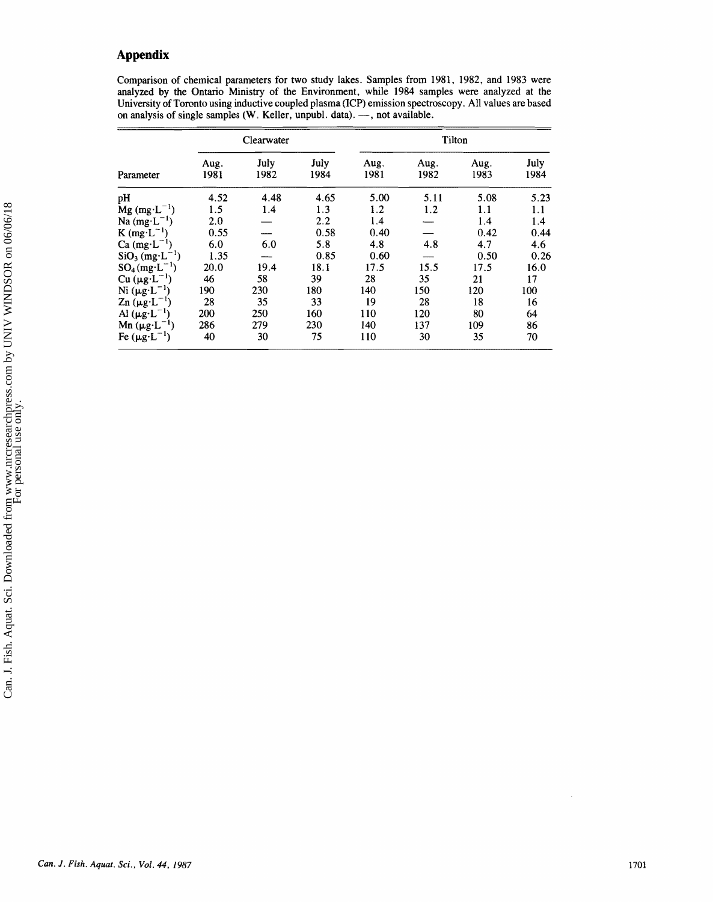## Appendix

Comparison of chemical parameters for two study lakes. Samples from 1981, 1982, and 1983 were analyzed by the Ontario Ministry of the Environment, while 1984 samples were analyzed at the University of Toronto using inductive coupled plasma (ICP) emission spectroscopy. All values are based on analysis of single samples (W. Keller, unpubl. data). —, not available.

| | Clearwater | | | Tilton | | | |
|---|---|---|---|---|---|---|---|
| Parameter | Aug. 1981 | July 1982 | July 1984 | Aug. 1981 | Aug. 1982 | Aug. 1983 | July 1984 |
| pH | 4.52 | 4.48 | 4.65 | 5.00 | 5.11 | 5.08 | 5.23 |
| Mg ($mg \cdot L^{-1}$) | 1.5 | 1.4 | 1.3 | 1.2 | 1.2 | 1.1 | 1.1 |
| Na ($mg \cdot L^{-1}$) | 2.0 | — | 2.2 | 1.4 | — | 1.4 | 1.4 |
| K ($mg \cdot L^{-1}$) | 0.55 | — | 0.58 | 0.40 | — | 0.42 | 0.44 |
| Ca ($mg \cdot L^{-1}$) | 6.0 | 6.0 | 5.8 | 4.8 | 4.8 | 4.7 | 4.6 |
| $SiO_3$ ($mg \cdot L^{-1}$) | 1.35 | — | 0.85 | 0.60 | — | 0.50 | 0.26 |
| $SO_4$ ($mg \cdot L^{-1}$) | 20.0 | 19.4 | 18.1 | 17.5 | 15.5 | 17.5 | 16.0 |
| Cu ($\mu g \cdot L^{-1}$) | 46 | 58 | 39 | 28 | 35 | 21 | 17 |
| Ni ($\mu g \cdot L^{-1}$) | 190 | 230 | 180 | 140 | 150 | 120 | 100 |
| Zn ($\mu g \cdot L^{-1}$) | 28 | 35 | 33 | 19 | 28 | 18 | 16 |
| Al ($\mu g \cdot L^{-1}$) | 200 | 250 | 160 | 110 | 120 | 80 | 64 |
| Mn ($\mu g \cdot L^{-1}$) | 286 | 279 | 230 | 140 | 137 | 109 | 86 |
| Fe ($\mu g \cdot L^{-1}$) | 40 | 30 | 75 | 110 | 30 | 35 | 70 |